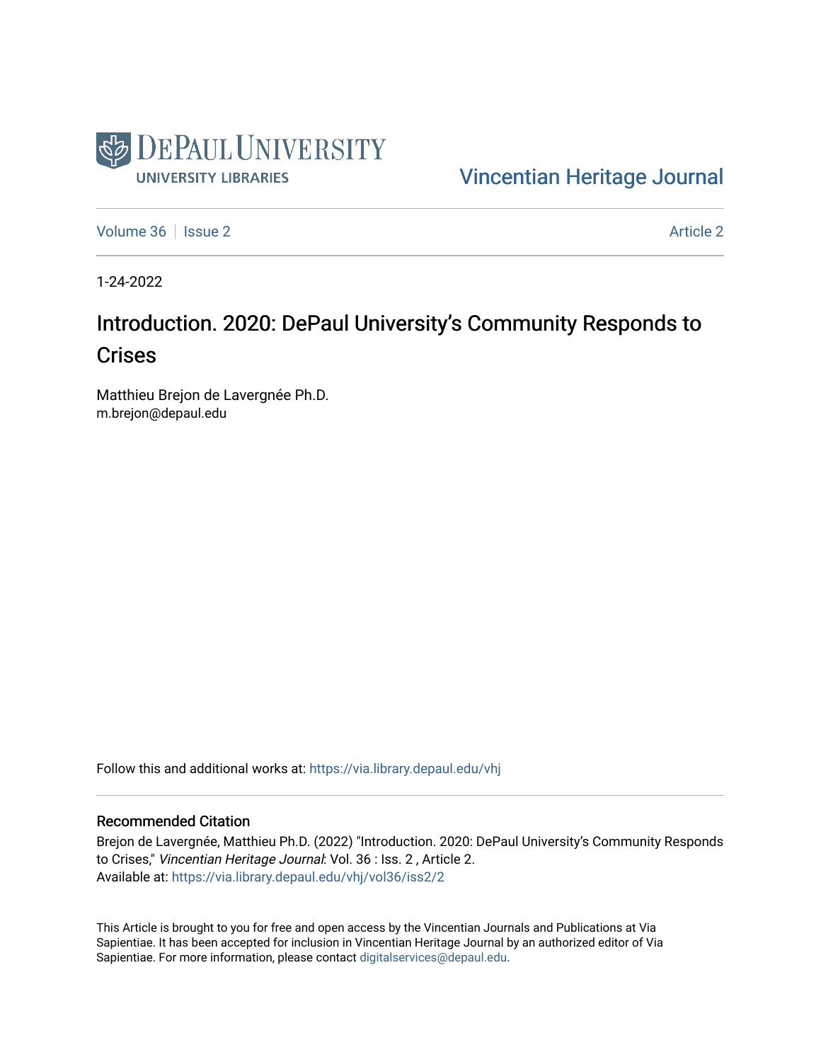DePaul University

University Libraries

Vincentian Heritage Journal

Volume 36 | Issue 2 — Article 2

1-24-2022

# Introduction. 2020: DePaul University's Community Responds to Crises

Matthieu Brejon de Lavergnée Ph.D.
m.brejon@depaul.edu

Follow this and additional works at: https://via.library.depaul.edu/vhj

## Recommended Citation

Brejon de Lavergnée, Matthieu Ph.D. (2022) "Introduction. 2020: DePaul University's Community Responds to Crises," *Vincentian Heritage Journal*: Vol. 36 : Iss. 2 , Article 2.
Available at: https://via.library.depaul.edu/vhj/vol36/iss2/2

This Article is brought to you for free and open access by the Vincentian Journals and Publications at Via Sapientiae. It has been accepted for inclusion in Vincentian Heritage Journal by an authorized editor of Via Sapientiae. For more information, please contact digitalservices@depaul.edu.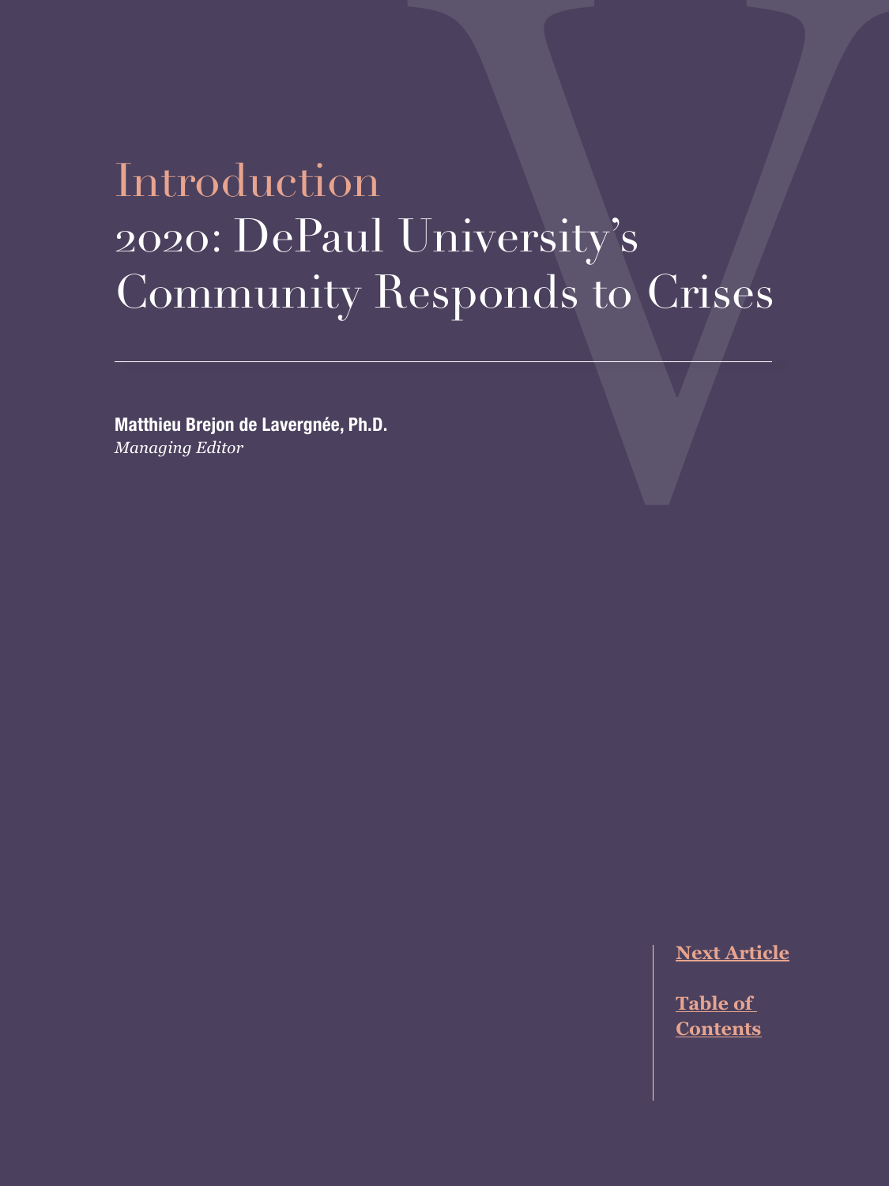# Introduction

# 2020: DePaul University's Community Responds to Crises

**Matthieu Brejon de Lavergnée, Ph.D.**
*Managing Editor*

Next Article

Table of Contents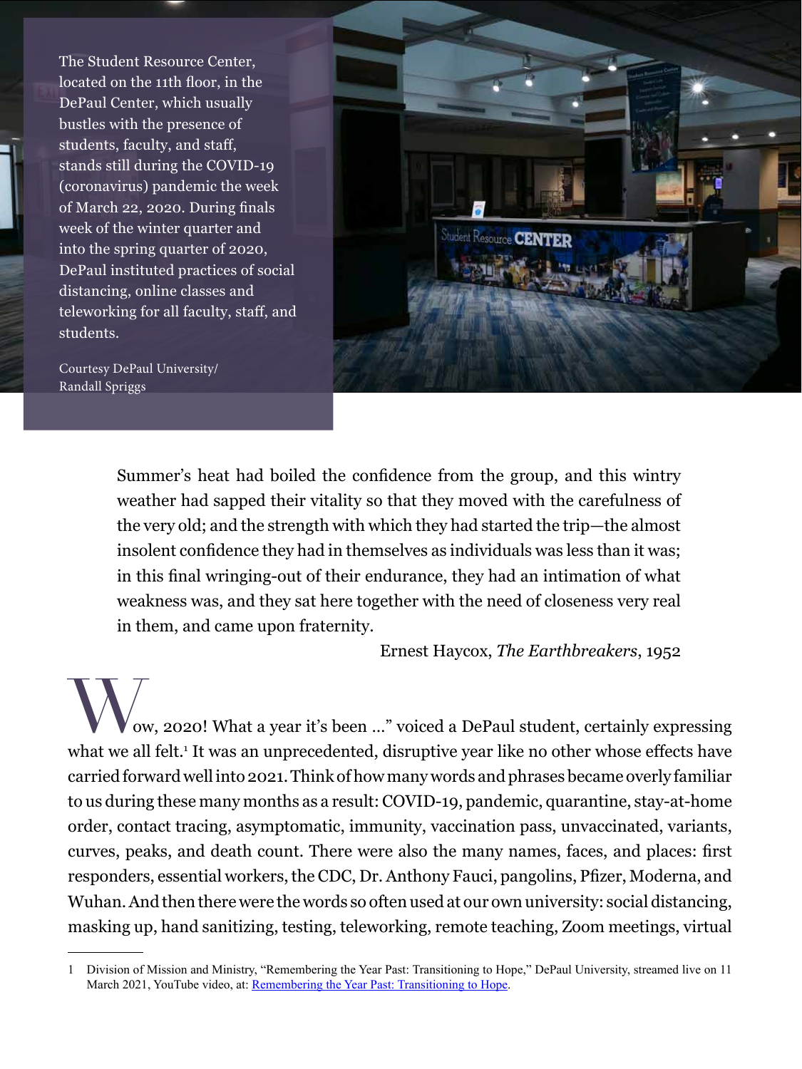The Student Resource Center, located on the 11th floor, in the DePaul Center, which usually bustles with the presence of students, faculty, and staff, stands still during the COVID-19 (coronavirus) pandemic the week of March 22, 2020. During finals week of the winter quarter and into the spring quarter of 2020, DePaul instituted practices of social distancing, online classes and teleworking for all faculty, staff, and students.

Courtesy DePaul University/
Randall Spriggs

> Summer's heat had boiled the confidence from the group, and this wintry weather had sapped their vitality so that they moved with the carefulness of the very old; and the strength with which they had started the trip—the almost insolent confidence they had in themselves as individuals was less than it was; in this final wringing-out of their endurance, they had an intimation of what weakness was, and they sat here together with the need of closeness very real in them, and came upon fraternity.
>
> Ernest Haycox, *The Earthbreakers*, 1952

"Wow, 2020! What a year it's been ..." voiced a DePaul student, certainly expressing what we all felt.[1] It was an unprecedented, disruptive year like no other whose effects have carried forward well into 2021. Think of how many words and phrases became overly familiar to us during these many months as a result: COVID-19, pandemic, quarantine, stay-at-home order, contact tracing, asymptomatic, immunity, vaccination pass, unvaccinated, variants, curves, peaks, and death count. There were also the many names, faces, and places: first responders, essential workers, the CDC, Dr. Anthony Fauci, pangolins, Pfizer, Moderna, and Wuhan. And then there were the words so often used at our own university: social distancing, masking up, hand sanitizing, testing, teleworking, remote teaching, Zoom meetings, virtual

---

1 Division of Mission and Ministry, "Remembering the Year Past: Transitioning to Hope," DePaul University, streamed live on 11 March 2021, YouTube video, at: Remembering the Year Past: Transitioning to Hope.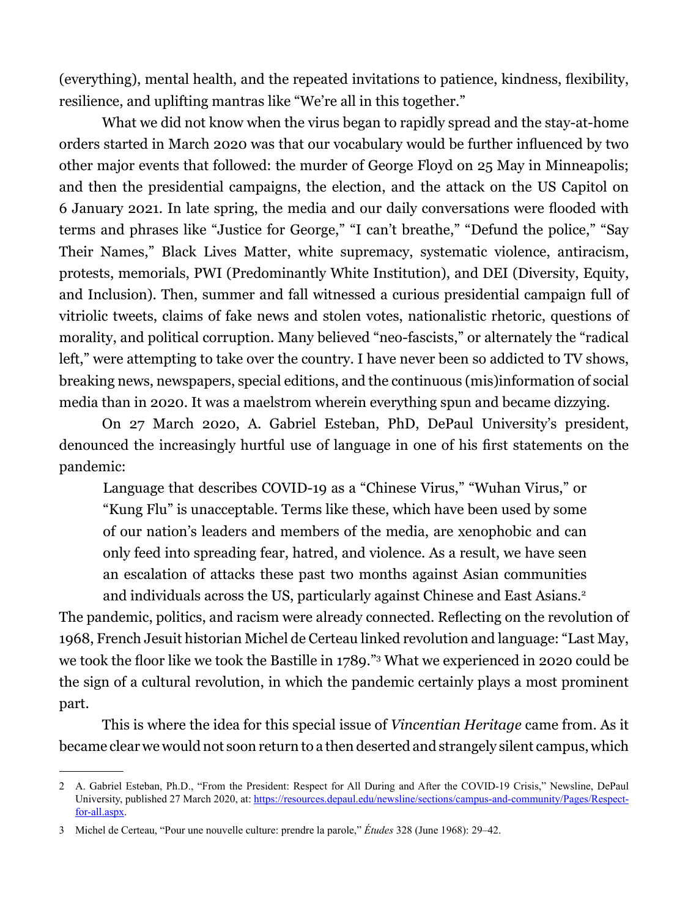(everything), mental health, and the repeated invitations to patience, kindness, flexibility, resilience, and uplifting mantras like "We're all in this together."

What we did not know when the virus began to rapidly spread and the stay-at-home orders started in March 2020 was that our vocabulary would be further influenced by two other major events that followed: the murder of George Floyd on 25 May in Minneapolis; and then the presidential campaigns, the election, and the attack on the US Capitol on 6 January 2021. In late spring, the media and our daily conversations were flooded with terms and phrases like "Justice for George," "I can't breathe," "Defund the police," "Say Their Names," Black Lives Matter, white supremacy, systematic violence, antiracism, protests, memorials, PWI (Predominantly White Institution), and DEI (Diversity, Equity, and Inclusion). Then, summer and fall witnessed a curious presidential campaign full of vitriolic tweets, claims of fake news and stolen votes, nationalistic rhetoric, questions of morality, and political corruption. Many believed "neo-fascists," or alternately the "radical left," were attempting to take over the country. I have never been so addicted to TV shows, breaking news, newspapers, special editions, and the continuous (mis)information of social media than in 2020. It was a maelstrom wherein everything spun and became dizzying.

On 27 March 2020, A. Gabriel Esteban, PhD, DePaul University's president, denounced the increasingly hurtful use of language in one of his first statements on the pandemic:

> Language that describes COVID-19 as a "Chinese Virus," "Wuhan Virus," or "Kung Flu" is unacceptable. Terms like these, which have been used by some of our nation's leaders and members of the media, are xenophobic and can only feed into spreading fear, hatred, and violence. As a result, we have seen an escalation of attacks these past two months against Asian communities and individuals across the US, particularly against Chinese and East Asians.[2]

The pandemic, politics, and racism were already connected. Reflecting on the revolution of 1968, French Jesuit historian Michel de Certeau linked revolution and language: "Last May, we took the floor like we took the Bastille in 1789."[3] What we experienced in 2020 could be the sign of a cultural revolution, in which the pandemic certainly plays a most prominent part.

This is where the idea for this special issue of *Vincentian Heritage* came from. As it became clear we would not soon return to a then deserted and strangely silent campus, which

---

2 A. Gabriel Esteban, Ph.D., "From the President: Respect for All During and After the COVID-19 Crisis," Newsline, DePaul University, published 27 March 2020, at: https://resources.depaul.edu/newsline/sections/campus-and-community/Pages/Respect-for-all.aspx.

3 Michel de Certeau, "Pour une nouvelle culture: prendre la parole," *Études* 328 (June 1968): 29–42.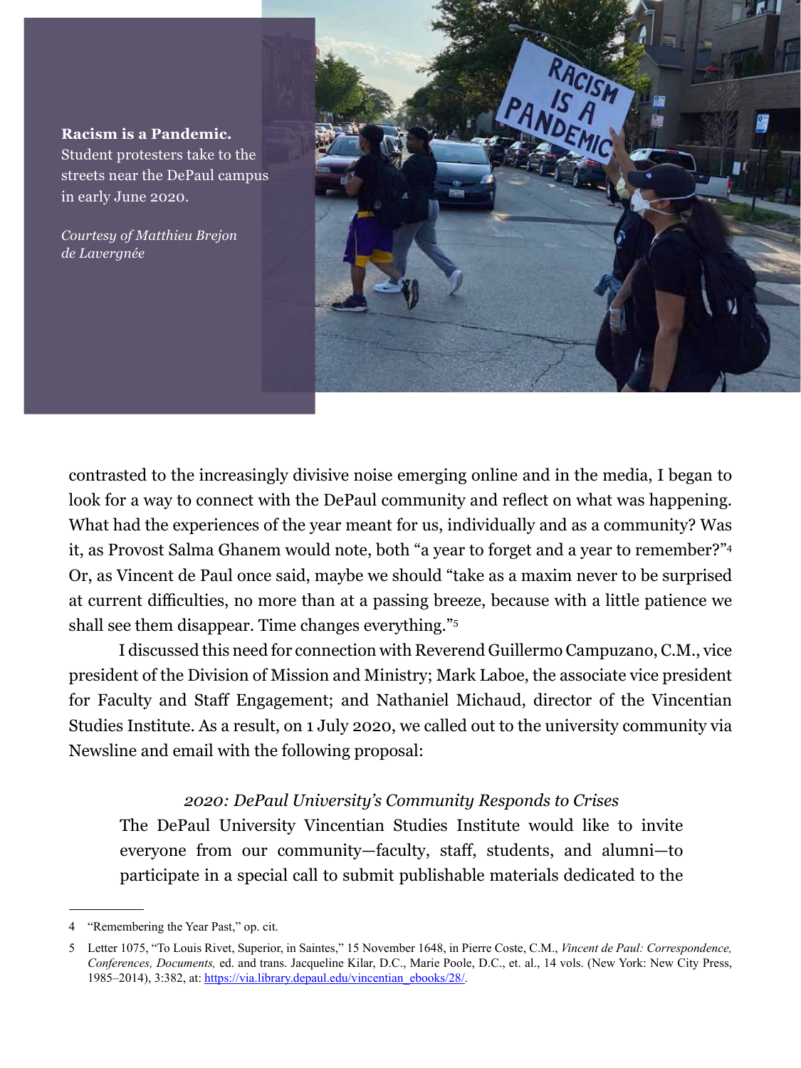**Racism is a Pandemic.** Student protesters take to the streets near the DePaul campus in early June 2020.

*Courtesy of Matthieu Brejon de Lavergnée*

contrasted to the increasingly divisive noise emerging online and in the media, I began to look for a way to connect with the DePaul community and reflect on what was happening. What had the experiences of the year meant for us, individually and as a community? Was it, as Provost Salma Ghanem would note, both "a year to forget and a year to remember?"[4] Or, as Vincent de Paul once said, maybe we should "take as a maxim never to be surprised at current difficulties, no more than at a passing breeze, because with a little patience we shall see them disappear. Time changes everything."[5]

I discussed this need for connection with Reverend Guillermo Campuzano, C.M., vice president of the Division of Mission and Ministry; Mark Laboe, the associate vice president for Faculty and Staff Engagement; and Nathaniel Michaud, director of the Vincentian Studies Institute. As a result, on 1 July 2020, we called out to the university community via Newsline and email with the following proposal:

> *2020: DePaul University's Community Responds to Crises*
>
> The DePaul University Vincentian Studies Institute would like to invite everyone from our community—faculty, staff, students, and alumni—to participate in a special call to submit publishable materials dedicated to the

---

4 "Remembering the Year Past," op. cit.

5 Letter 1075, "To Louis Rivet, Superior, in Saintes," 15 November 1648, in Pierre Coste, C.M., *Vincent de Paul: Correspondence, Conferences, Documents,* ed. and trans. Jacqueline Kilar, D.C., Marie Poole, D.C., et. al., 14 vols. (New York: New City Press, 1985–2014), 3:382, at: https://via.library.depaul.edu/vincentian_ebooks/28/.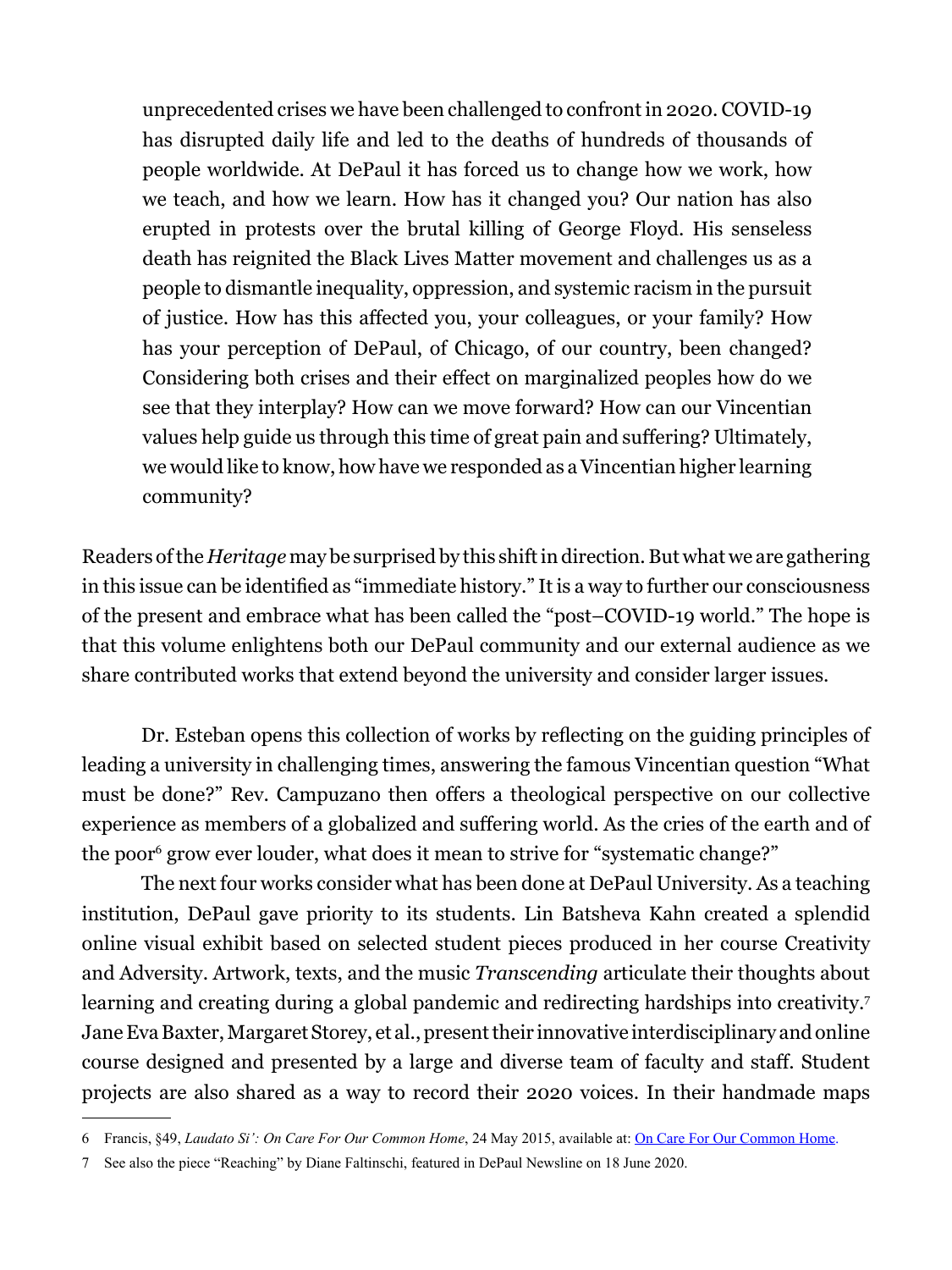unprecedented crises we have been challenged to confront in 2020. COVID-19 has disrupted daily life and led to the deaths of hundreds of thousands of people worldwide. At DePaul it has forced us to change how we work, how we teach, and how we learn. How has it changed you? Our nation has also erupted in protests over the brutal killing of George Floyd. His senseless death has reignited the Black Lives Matter movement and challenges us as a people to dismantle inequality, oppression, and systemic racism in the pursuit of justice. How has this affected you, your colleagues, or your family? How has your perception of DePaul, of Chicago, of our country, been changed? Considering both crises and their effect on marginalized peoples how do we see that they interplay? How can we move forward? How can our Vincentian values help guide us through this time of great pain and suffering? Ultimately, we would like to know, how have we responded as a Vincentian higher learning community?

Readers of the *Heritage* may be surprised by this shift in direction. But what we are gathering in this issue can be identified as "immediate history." It is a way to further our consciousness of the present and embrace what has been called the "post–COVID-19 world." The hope is that this volume enlightens both our DePaul community and our external audience as we share contributed works that extend beyond the university and consider larger issues.

Dr. Esteban opens this collection of works by reflecting on the guiding principles of leading a university in challenging times, answering the famous Vincentian question "What must be done?" Rev. Campuzano then offers a theological perspective on our collective experience as members of a globalized and suffering world. As the cries of the earth and of the poor[6] grow ever louder, what does it mean to strive for "systematic change?"

The next four works consider what has been done at DePaul University. As a teaching institution, DePaul gave priority to its students. Lin Batsheva Kahn created a splendid online visual exhibit based on selected student pieces produced in her course Creativity and Adversity. Artwork, texts, and the music *Transcending* articulate their thoughts about learning and creating during a global pandemic and redirecting hardships into creativity.[7] Jane Eva Baxter, Margaret Storey, et al., present their innovative interdisciplinary and online course designed and presented by a large and diverse team of faculty and staff. Student projects are also shared as a way to record their 2020 voices. In their handmade maps

6 Francis, §49, *Laudato Si': On Care For Our Common Home*, 24 May 2015, available at: On Care For Our Common Home.

7 See also the piece "Reaching" by Diane Faltinschi, featured in DePaul Newsline on 18 June 2020.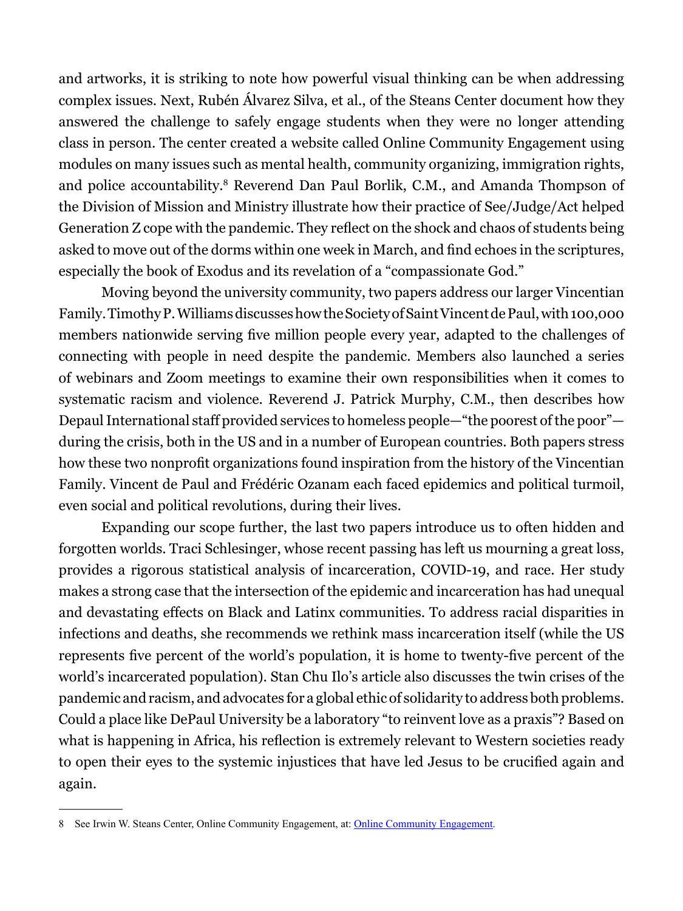and artworks, it is striking to note how powerful visual thinking can be when addressing complex issues. Next, Rubén Álvarez Silva, et al., of the Steans Center document how they answered the challenge to safely engage students when they were no longer attending class in person. The center created a website called Online Community Engagement using modules on many issues such as mental health, community organizing, immigration rights, and police accountability.[8] Reverend Dan Paul Borlik, C.M., and Amanda Thompson of the Division of Mission and Ministry illustrate how their practice of See/Judge/Act helped Generation Z cope with the pandemic. They reflect on the shock and chaos of students being asked to move out of the dorms within one week in March, and find echoes in the scriptures, especially the book of Exodus and its revelation of a "compassionate God."

Moving beyond the university community, two papers address our larger Vincentian Family. Timothy P. Williams discusses how the Society of Saint Vincent de Paul, with 100,000 members nationwide serving five million people every year, adapted to the challenges of connecting with people in need despite the pandemic. Members also launched a series of webinars and Zoom meetings to examine their own responsibilities when it comes to systematic racism and violence. Reverend J. Patrick Murphy, C.M., then describes how Depaul International staff provided services to homeless people—"the poorest of the poor"—during the crisis, both in the US and in a number of European countries. Both papers stress how these two nonprofit organizations found inspiration from the history of the Vincentian Family. Vincent de Paul and Frédéric Ozanam each faced epidemics and political turmoil, even social and political revolutions, during their lives.

Expanding our scope further, the last two papers introduce us to often hidden and forgotten worlds. Traci Schlesinger, whose recent passing has left us mourning a great loss, provides a rigorous statistical analysis of incarceration, COVID-19, and race. Her study makes a strong case that the intersection of the epidemic and incarceration has had unequal and devastating effects on Black and Latinx communities. To address racial disparities in infections and deaths, she recommends we rethink mass incarceration itself (while the US represents five percent of the world's population, it is home to twenty-five percent of the world's incarcerated population). Stan Chu Ilo's article also discusses the twin crises of the pandemic and racism, and advocates for a global ethic of solidarity to address both problems. Could a place like DePaul University be a laboratory "to reinvent love as a praxis"? Based on what is happening in Africa, his reflection is extremely relevant to Western societies ready to open their eyes to the systemic injustices that have led Jesus to be crucified again and again.

---

8 See Irwin W. Steans Center, Online Community Engagement, at: [Online Community Engagement](Online Community Engagement).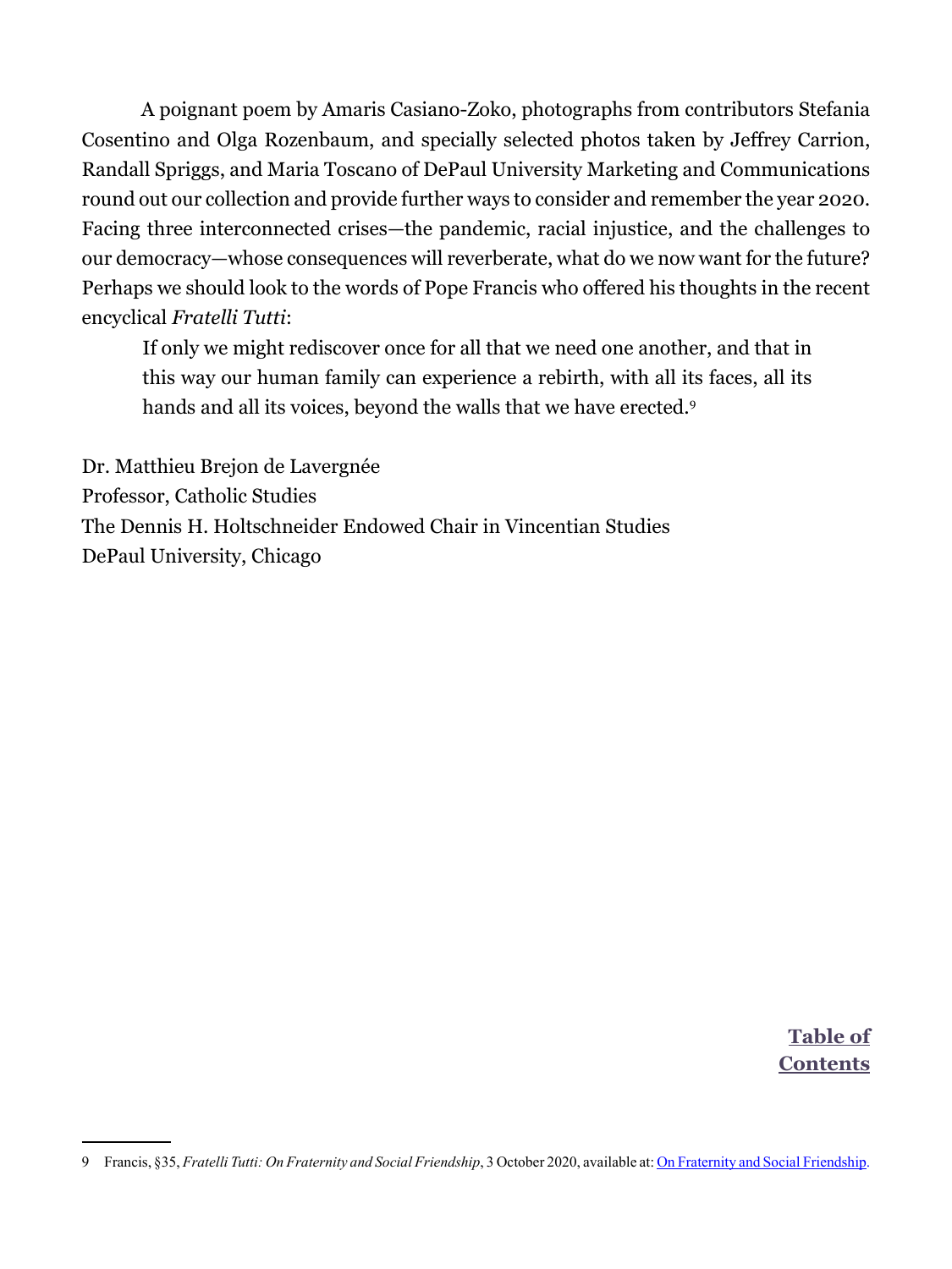A poignant poem by Amaris Casiano-Zoko, photographs from contributors Stefania Cosentino and Olga Rozenbaum, and specially selected photos taken by Jeffrey Carrion, Randall Spriggs, and Maria Toscano of DePaul University Marketing and Communications round out our collection and provide further ways to consider and remember the year 2020. Facing three interconnected crises—the pandemic, racial injustice, and the challenges to our democracy—whose consequences will reverberate, what do we now want for the future? Perhaps we should look to the words of Pope Francis who offered his thoughts in the recent encyclical *Fratelli Tutti*:

> If only we might rediscover once for all that we need one another, and that in this way our human family can experience a rebirth, with all its faces, all its hands and all its voices, beyond the walls that we have erected.[9]

Dr. Matthieu Brejon de Lavergnée
Professor, Catholic Studies
The Dennis H. Holtschneider Endowed Chair in Vincentian Studies
DePaul University, Chicago

**Table of Contents**

---

9 Francis, §35, *Fratelli Tutti: On Fraternity and Social Friendship*, 3 October 2020, available at: On Fraternity and Social Friendship.